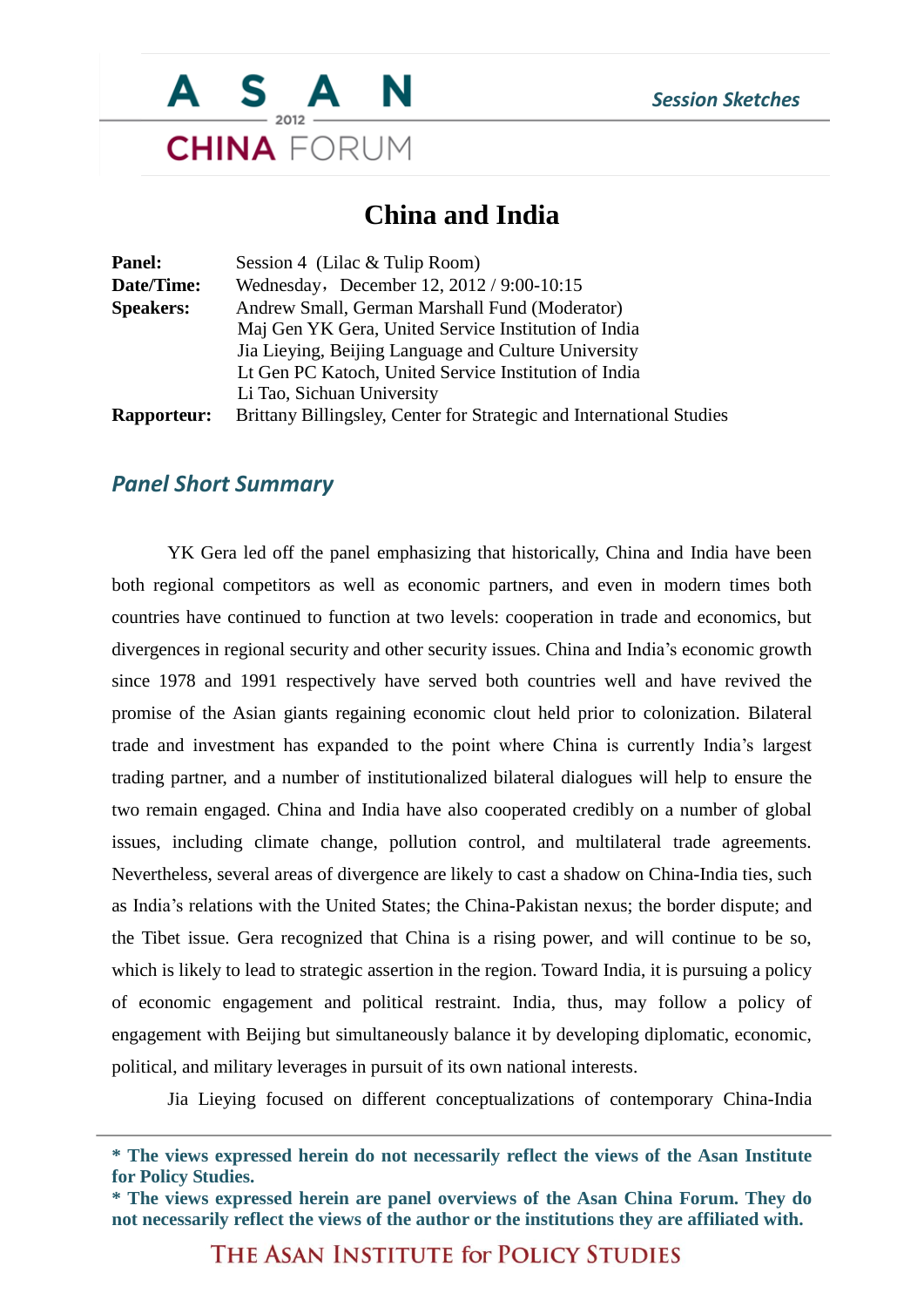# China and India

| | |
|---|---|
| **Panel:** | Session 4 (Lilac & Tulip Room) |
| **Date/Time:** | Wednesday, December 12, 2012 / 9:00-10:15 |
| **Speakers:** | Andrew Small, German Marshall Fund (Moderator) |
| | Maj Gen YK Gera, United Service Institution of India |
| | Jia Lieying, Beijing Language and Culture University |
| | Lt Gen PC Katoch, United Service Institution of India |
| | Li Tao, Sichuan University |
| **Rapporteur:** | Brittany Billingsley, Center for Strategic and International Studies |

## *Panel Short Summary*

YK Gera led off the panel emphasizing that historically, China and India have been both regional competitors as well as economic partners, and even in modern times both countries have continued to function at two levels: cooperation in trade and economics, but divergences in regional security and other security issues. China and India's economic growth since 1978 and 1991 respectively have served both countries well and have revived the promise of the Asian giants regaining economic clout held prior to colonization. Bilateral trade and investment has expanded to the point where China is currently India's largest trading partner, and a number of institutionalized bilateral dialogues will help to ensure the two remain engaged. China and India have also cooperated credibly on a number of global issues, including climate change, pollution control, and multilateral trade agreements. Nevertheless, several areas of divergence are likely to cast a shadow on China-India ties, such as India's relations with the United States; the China-Pakistan nexus; the border dispute; and the Tibet issue. Gera recognized that China is a rising power, and will continue to be so, which is likely to lead to strategic assertion in the region. Toward India, it is pursuing a policy of economic engagement and political restraint. India, thus, may follow a policy of engagement with Beijing but simultaneously balance it by developing diplomatic, economic, political, and military leverages in pursuit of its own national interests.

Jia Lieying focused on different conceptualizations of contemporary China-India

**\* The views expressed herein do not necessarily reflect the views of the Asan Institute for Policy Studies.**

**\* The views expressed herein are panel overviews of the Asan China Forum. They do not necessarily reflect the views of the author or the institutions they are affiliated with.**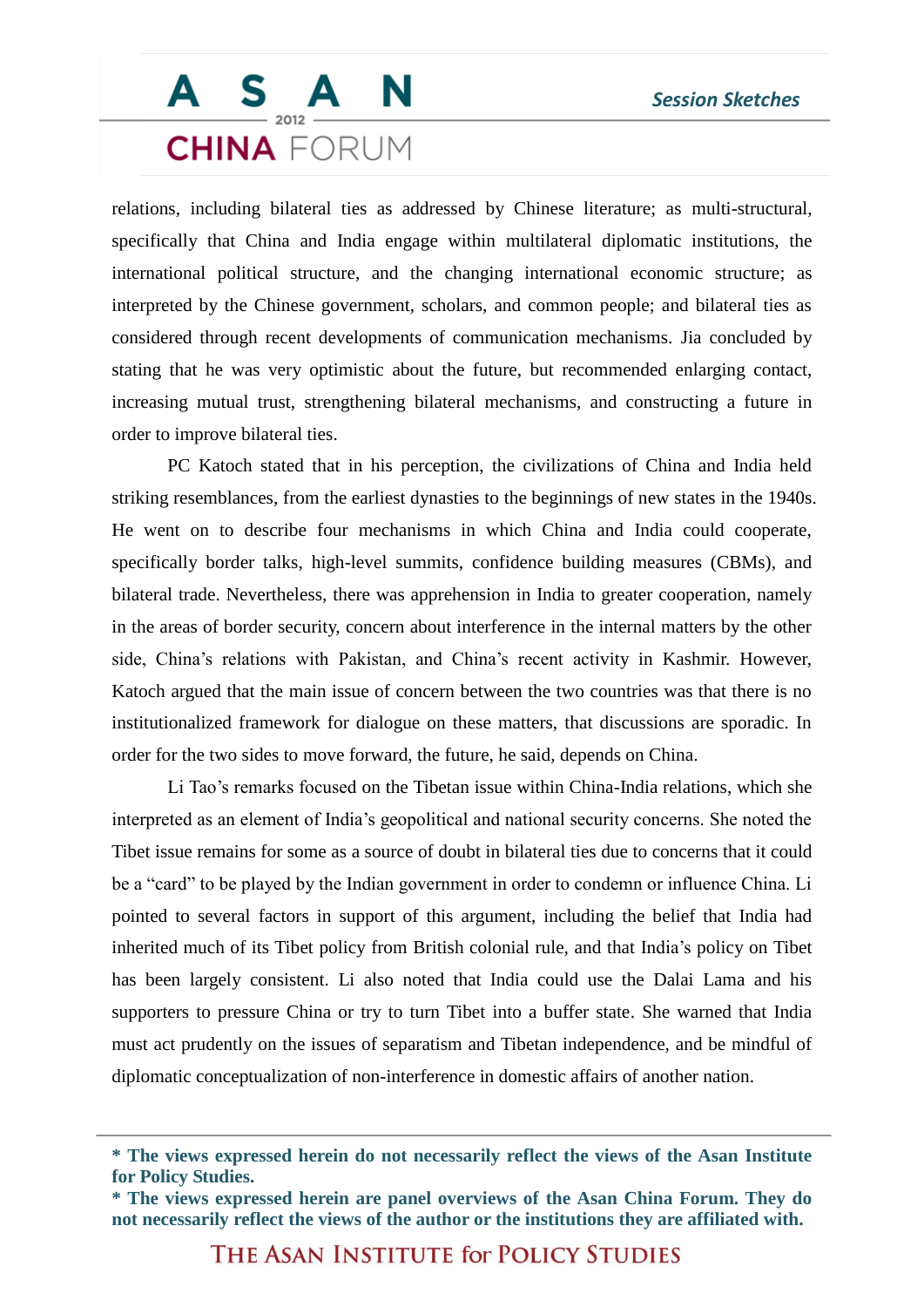relations, including bilateral ties as addressed by Chinese literature; as multi-structural, specifically that China and India engage within multilateral diplomatic institutions, the international political structure, and the changing international economic structure; as interpreted by the Chinese government, scholars, and common people; and bilateral ties as considered through recent developments of communication mechanisms. Jia concluded by stating that he was very optimistic about the future, but recommended enlarging contact, increasing mutual trust, strengthening bilateral mechanisms, and constructing a future in order to improve bilateral ties.

PC Katoch stated that in his perception, the civilizations of China and India held striking resemblances, from the earliest dynasties to the beginnings of new states in the 1940s. He went on to describe four mechanisms in which China and India could cooperate, specifically border talks, high-level summits, confidence building measures (CBMs), and bilateral trade. Nevertheless, there was apprehension in India to greater cooperation, namely in the areas of border security, concern about interference in the internal matters by the other side, China's relations with Pakistan, and China's recent activity in Kashmir. However, Katoch argued that the main issue of concern between the two countries was that there is no institutionalized framework for dialogue on these matters, that discussions are sporadic. In order for the two sides to move forward, the future, he said, depends on China.

Li Tao's remarks focused on the Tibetan issue within China-India relations, which she interpreted as an element of India's geopolitical and national security concerns. She noted the Tibet issue remains for some as a source of doubt in bilateral ties due to concerns that it could be a "card" to be played by the Indian government in order to condemn or influence China. Li pointed to several factors in support of this argument, including the belief that India had inherited much of its Tibet policy from British colonial rule, and that India's policy on Tibet has been largely consistent. Li also noted that India could use the Dalai Lama and his supporters to pressure China or try to turn Tibet into a buffer state. She warned that India must act prudently on the issues of separatism and Tibetan independence, and be mindful of diplomatic conceptualization of non-interference in domestic affairs of another nation.

**\* The views expressed herein do not necessarily reflect the views of the Asan Institute for Policy Studies.**

**\* The views expressed herein are panel overviews of the Asan China Forum. They do not necessarily reflect the views of the author or the institutions they are affiliated with.**